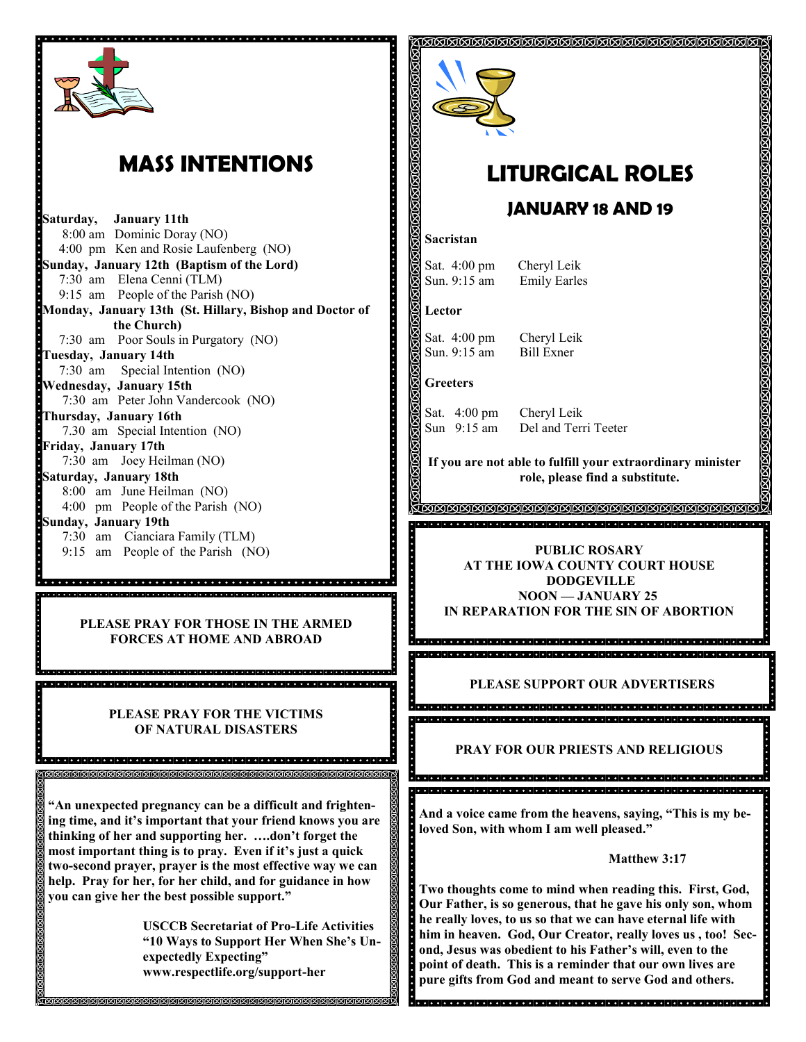# MASS INTENTIONS

**Saturday, January 11th**
8:00 am Dominic Doray (NO)
4:00 pm Ken and Rosie Laufenberg (NO)

**Sunday, January 12th (Baptism of the Lord)**
7:30 am Elena Cenni (TLM)
9:15 am People of the Parish (NO)

**Monday, January 13th (St. Hillary, Bishop and Doctor of the Church)**
7:30 am Poor Souls in Purgatory (NO)

**Tuesday, January 14th**
7:30 am Special Intention (NO)

**Wednesday, January 15th**
7:30 am Peter John Vandercook (NO)

**Thursday, January 16th**
7.30 am Special Intention (NO)

**Friday, January 17th**
7:30 am Joey Heilman (NO)

**Saturday, January 18th**
8:00 am June Heilman (NO)
4:00 pm People of the Parish (NO)

**Sunday, January 19th**
7:30 am Cianciara Family (TLM)
9:15 am People of the Parish (NO)

**PLEASE PRAY FOR THOSE IN THE ARMED FORCES AT HOME AND ABROAD**

**PLEASE PRAY FOR THE VICTIMS OF NATURAL DISASTERS**

**"An unexpected pregnancy can be a difficult and frightening time, and it's important that your friend knows you are thinking of her and supporting her. ….don't forget the most important thing is to pray. Even if it's just a quick two-second prayer, prayer is the most effective way we can help. Pray for her, for her child, and for guidance in how you can give her the best possible support."**

**USCCB Secretariat of Pro-Life Activities**
**"10 Ways to Support Her When She's Unexpectedly Expecting"**
**www.respectlife.org/support-her**

# LITURGICAL ROLES

## JANUARY 18 AND 19

**Sacristan**

Sat. 4:00 pm Cheryl Leik
Sun. 9:15 am Emily Earles

**Lector**

Sat. 4:00 pm Cheryl Leik
Sun. 9:15 am Bill Exner

**Greeters**

Sat. 4:00 pm Cheryl Leik
Sun 9:15 am Del and Terri Teeter

**If you are not able to fulfill your extraordinary minister role, please find a substitute.**

**PUBLIC ROSARY**
**AT THE IOWA COUNTY COURT HOUSE**
**DODGEVILLE**
**NOON — JANUARY 25**
**IN REPARATION FOR THE SIN OF ABORTION**

**PLEASE SUPPORT OUR ADVERTISERS**

**PRAY FOR OUR PRIESTS AND RELIGIOUS**

**And a voice came from the heavens, saying, "This is my beloved Son, with whom I am well pleased."**

**Matthew 3:17**

**Two thoughts come to mind when reading this. First, God, Our Father, is so generous, that he gave his only son, whom he really loves, to us so that we can have eternal life with him in heaven. God, Our Creator, really loves us , too! Second, Jesus was obedient to his Father's will, even to the point of death. This is a reminder that our own lives are pure gifts from God and meant to serve God and others.**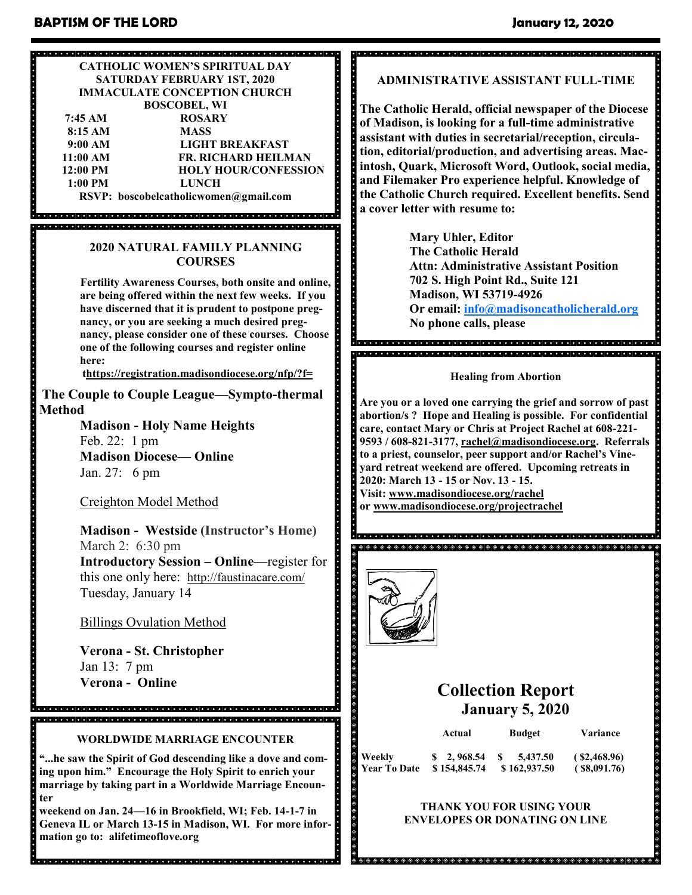**BAPTISM OF THE LORD** **January 12, 2020**

**CATHOLIC WOMEN'S SPIRITUAL DAY**
**SATURDAY FEBRUARY 1ST, 2020**
**IMMACULATE CONCEPTION CHURCH**
**BOSCOBEL, WI**

| | |
|---|---|
| **7:45 AM** | **ROSARY** |
| **8:15 AM** | **MASS** |
| **9:00 AM** | **LIGHT BREAKFAST** |
| **11:00 AM** | **FR. RICHARD HEILMAN** |
| **12:00 PM** | **HOLY HOUR/CONFESSION** |
| **1:00 PM** | **LUNCH** |

**RSVP: boscobelcatholicwomen@gmail.com**

## 2020 NATURAL FAMILY PLANNING COURSES

**Fertility Awareness Courses, both onsite and online, are being offered within the next few weeks. If you have discerned that it is prudent to postpone pregnancy, or you are seeking a much desired pregnancy, please consider one of these courses. Choose one of the following courses and register online here:**

**thttps://registration.madisondiocese.org/nfp/?f=**

**The Couple to Couple League—Sympto-thermal Method**

**Madison - Holy Name Heights**
Feb. 22: 1 pm
**Madison Diocese— Online**
Jan. 27: 6 pm

Creighton Model Method

**Madison - Westside (Instructor's Home)**
March 2: 6:30 pm
**Introductory Session – Online**—register for this one only here: http://faustinacare.com/
Tuesday, January 14

Billings Ovulation Method

**Verona - St. Christopher**
Jan 13: 7 pm
**Verona - Online**

## WORLDWIDE MARRIAGE ENCOUNTER

**"...he saw the Spirit of God descending like a dove and coming upon him." Encourage the Holy Spirit to enrich your marriage by taking part in a Worldwide Marriage Encounter weekend on Jan. 24—16 in Brookfield, WI; Feb. 14-1-7 in Geneva IL or March 13-15 in Madison, WI. For more information go to: alifetimeoflove.org**

## ADMINISTRATIVE ASSISTANT FULL-TIME

**The Catholic Herald, official newspaper of the Diocese of Madison, is looking for a full-time administrative assistant with duties in secretarial/reception, circulation, editorial/production, and advertising areas. Macintosh, Quark, Microsoft Word, Outlook, social media, and Filemaker Pro experience helpful. Knowledge of the Catholic Church required. Excellent benefits. Send a cover letter with resume to:**

**Mary Uhler, Editor**
**The Catholic Herald**
**Attn: Administrative Assistant Position**
**702 S. High Point Rd., Suite 121**
**Madison, WI 53719-4926**
**Or email: info@madisoncatholicherald.org**
**No phone calls, please**

## Healing from Abortion

**Are you or a loved one carrying the grief and sorrow of past abortion/s ? Hope and Healing is possible. For confidential care, contact Mary or Chris at Project Rachel at 608-221-9593 / 608-821-3177, rachel@madisondiocese.org. Referrals to a priest, counselor, peer support and/or Rachel's Vineyard retreat weekend are offered. Upcoming retreats in 2020: March 13 - 15 or Nov. 13 - 15.**
**Visit: www.madisondiocese.org/rachel**
**or www.madisondiocese.org/projectrachel**

## Collection Report
### January 5, 2020

| | Actual | Budget | Variance |
|---|---|---|---|
| Weekly | $ 2, 968.54 | $ 5,437.50 | ( $2,468.96) |
| Year To Date | $ 154,845.74 | $ 162,937.50 | ( $8,091.76) |

**THANK YOU FOR USING YOUR ENVELOPES OR DONATING ON LINE**